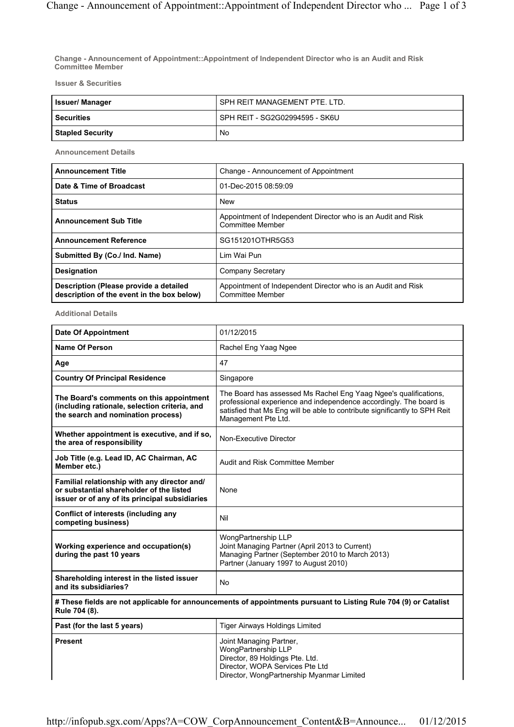**Change - Announcement of Appointment::Appointment of Independent Director who is an Audit and Risk Committee Member**

**Issuer & Securities**

| | |
|---|---|
| **Issuer/ Manager** | SPH REIT MANAGEMENT PTE. LTD. |
| **Securities** | SPH REIT - SG2G02994595 - SK6U |
| **Stapled Security** | No |

**Announcement Details**

| | |
|---|---|
| **Announcement Title** | Change - Announcement of Appointment |
| **Date & Time of Broadcast** | 01-Dec-2015 08:59:09 |
| **Status** | New |
| **Announcement Sub Title** | Appointment of Independent Director who is an Audit and Risk Committee Member |
| **Announcement Reference** | SG151201OTHR5G53 |
| **Submitted By (Co./ Ind. Name)** | Lim Wai Pun |
| **Designation** | Company Secretary |
| **Description (Please provide a detailed description of the event in the box below)** | Appointment of Independent Director who is an Audit and Risk Committee Member |

**Additional Details**

| | |
|---|---|
| **Date Of Appointment** | 01/12/2015 |
| **Name Of Person** | Rachel Eng Yaag Ngee |
| **Age** | 47 |
| **Country Of Principal Residence** | Singapore |
| **The Board's comments on this appointment (including rationale, selection criteria, and the search and nomination process)** | The Board has assessed Ms Rachel Eng Yaag Ngee's qualifications, professional experience and independence accordingly. The board is satisfied that Ms Eng will be able to contribute significantly to SPH Reit Management Pte Ltd. |
| **Whether appointment is executive, and if so, the area of responsibility** | Non-Executive Director |
| **Job Title (e.g. Lead ID, AC Chairman, AC Member etc.)** | Audit and Risk Committee Member |
| **Familial relationship with any director and/ or substantial shareholder of the listed issuer or of any of its principal subsidiaries** | None |
| **Conflict of interests (including any competing business)** | Nil |
| **Working experience and occupation(s) during the past 10 years** | WongPartnership LLP<br>Joint Managing Partner (April 2013 to Current)<br>Managing Partner (September 2010 to March 2013)<br>Partner (January 1997 to August 2010) |
| **Shareholding interest in the listed issuer and its subsidiaries?** | No |
| **# These fields are not applicable for announcements of appointments pursuant to Listing Rule 704 (9) or Catalist Rule 704 (8).** | |
| **Past (for the last 5 years)** | Tiger Airways Holdings Limited |
| **Present** | Joint Managing Partner,<br>WongPartnership LLP<br>Director, 89 Holdings Pte. Ltd.<br>Director, WOPA Services Pte Ltd<br>Director, WongPartnership Myanmar Limited |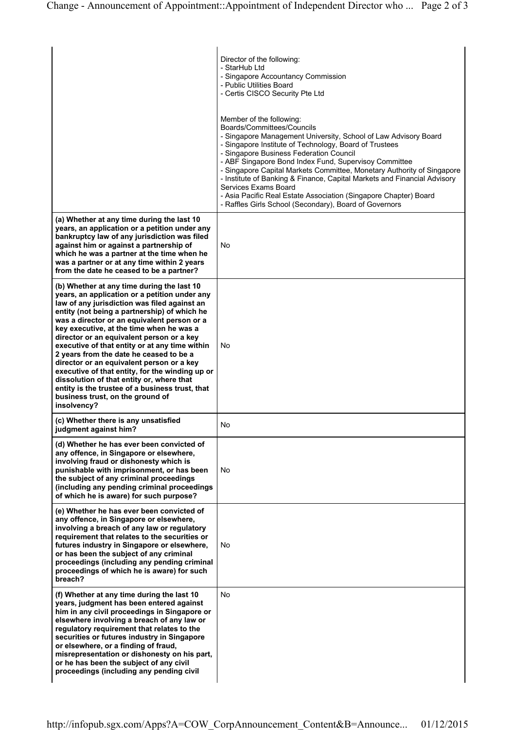| | |
|---|---|
| | Director of the following:<br>- StarHub Ltd<br>- Singapore Accountancy Commission<br>- Public Utilities Board<br>- Certis CISCO Security Pte Ltd<br><br>Member of the following:<br>Boards/Committees/Councils<br>- Singapore Management University, School of Law Advisory Board<br>- Singapore Institute of Technology, Board of Trustees<br>- Singapore Business Federation Council<br>- ABF Singapore Bond Index Fund, Supervisoy Committee<br>- Singapore Capital Markets Committee, Monetary Authority of Singapore<br>- Institute of Banking & Finance, Capital Markets and Financial Advisory Services Exams Board<br>- Asia Pacific Real Estate Association (Singapore Chapter) Board<br>- Raffles Girls School (Secondary), Board of Governors |
| **(a) Whether at any time during the last 10 years, an application or a petition under any bankruptcy law of any jurisdiction was filed against him or against a partnership of which he was a partner at the time when he was a partner or at any time within 2 years from the date he ceased to be a partner?** | No |
| **(b) Whether at any time during the last 10 years, an application or a petition under any law of any jurisdiction was filed against an entity (not being a partnership) of which he was a director or an equivalent person or a key executive, at the time when he was a director or an equivalent person or a key executive of that entity or at any time within 2 years from the date he ceased to be a director or an equivalent person or a key executive of that entity, for the winding up or dissolution of that entity or, where that entity is the trustee of a business trust, that business trust, on the ground of insolvency?** | No |
| **(c) Whether there is any unsatisfied judgment against him?** | No |
| **(d) Whether he has ever been convicted of any offence, in Singapore or elsewhere, involving fraud or dishonesty which is punishable with imprisonment, or has been the subject of any criminal proceedings (including any pending criminal proceedings of which he is aware) for such purpose?** | No |
| **(e) Whether he has ever been convicted of any offence, in Singapore or elsewhere, involving a breach of any law or regulatory requirement that relates to the securities or futures industry in Singapore or elsewhere, or has been the subject of any criminal proceedings (including any pending criminal proceedings of which he is aware) for such breach?** | No |
| **(f) Whether at any time during the last 10 years, judgment has been entered against him in any civil proceedings in Singapore or elsewhere involving a breach of any law or regulatory requirement that relates to the securities or futures industry in Singapore or elsewhere, or a finding of fraud, misrepresentation or dishonesty on his part, or he has been the subject of any civil proceedings (including any pending civil** | No |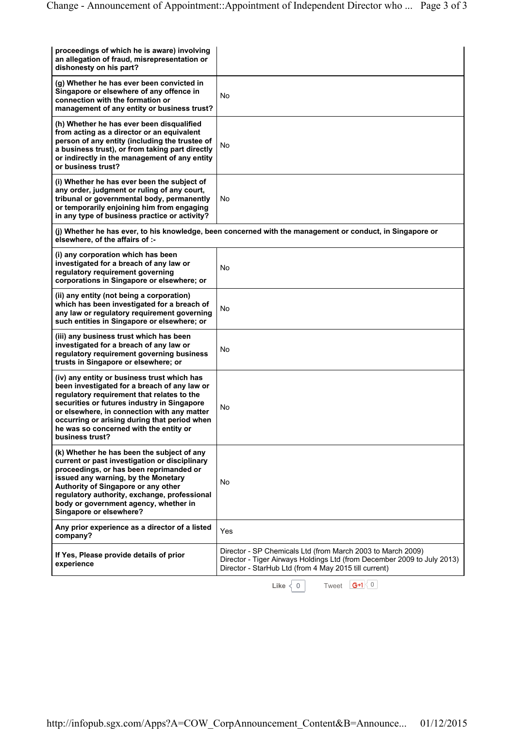| | |
|---|---|
| **proceedings of which he is aware) involving an allegation of fraud, misrepresentation or dishonesty on his part?** | |
| **(g) Whether he has ever been convicted in Singapore or elsewhere of any offence in connection with the formation or management of any entity or business trust?** | No |
| **(h) Whether he has ever been disqualified from acting as a director or an equivalent person of any entity (including the trustee of a business trust), or from taking part directly or indirectly in the management of any entity or business trust?** | No |
| **(i) Whether he has ever been the subject of any order, judgment or ruling of any court, tribunal or governmental body, permanently or temporarily enjoining him from engaging in any type of business practice or activity?** | No |
| **(j) Whether he has ever, to his knowledge, been concerned with the management or conduct, in Singapore or elsewhere, of the affairs of :-** | |
| **(i) any corporation which has been investigated for a breach of any law or regulatory requirement governing corporations in Singapore or elsewhere; or** | No |
| **(ii) any entity (not being a corporation) which has been investigated for a breach of any law or regulatory requirement governing such entities in Singapore or elsewhere; or** | No |
| **(iii) any business trust which has been investigated for a breach of any law or regulatory requirement governing business trusts in Singapore or elsewhere; or** | No |
| **(iv) any entity or business trust which has been investigated for a breach of any law or regulatory requirement that relates to the securities or futures industry in Singapore or elsewhere, in connection with any matter occurring or arising during that period when he was so concerned with the entity or business trust?** | No |
| **(k) Whether he has been the subject of any current or past investigation or disciplinary proceedings, or has been reprimanded or issued any warning, by the Monetary Authority of Singapore or any other regulatory authority, exchange, professional body or government agency, whether in Singapore or elsewhere?** | No |
| **Any prior experience as a director of a listed company?** | Yes |
| **If Yes, Please provide details of prior experience** | Director - SP Chemicals Ltd (from March 2003 to March 2009)<br>Director - Tiger Airways Holdings Ltd (from December 2009 to July 2013)<br>Director - StarHub Ltd (from 4 May 2015 till current) |